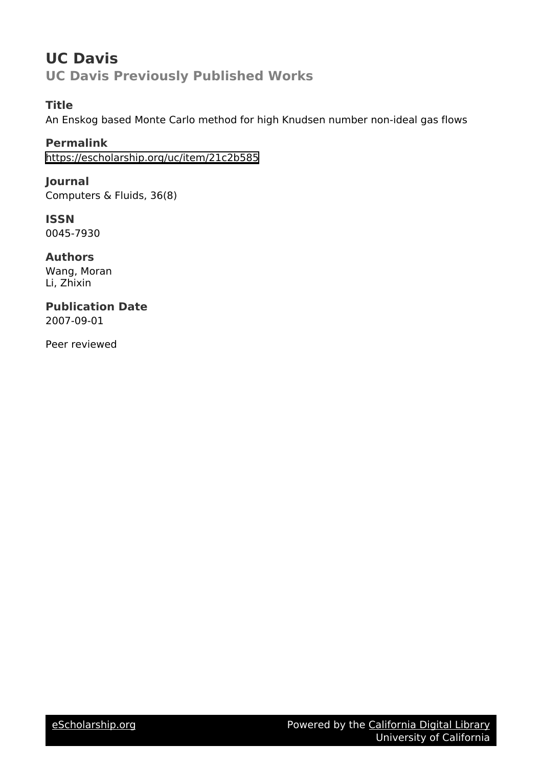# UC Davis

## UC Davis Previously Published Works

### Title

An Enskog based Monte Carlo method for high Knudsen number non-ideal gas flows

### Permalink

https://escholarship.org/uc/item/21c2b585

### Journal

Computers & Fluids, 36(8)

### ISSN

0045-7930

### Authors

Wang, Moran
Li, Zhixin

### Publication Date

2007-09-01

Peer reviewed

eScholarship.org    Powered by the California Digital Library
University of California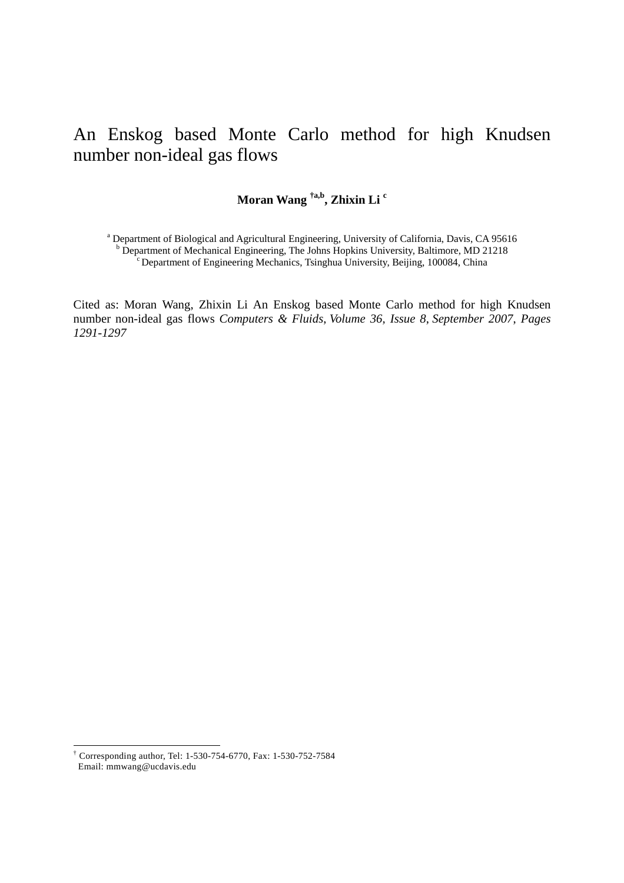# An Enskog based Monte Carlo method for high Knudsen number non-ideal gas flows

**Moran Wang [†a,b], Zhixin Li [c]**

[a] Department of Biological and Agricultural Engineering, University of California, Davis, CA 95616
[b] Department of Mechanical Engineering, The Johns Hopkins University, Baltimore, MD 21218
[c] Department of Engineering Mechanics, Tsinghua University, Beijing, 100084, China

Cited as: Moran Wang, Zhixin Li An Enskog based Monte Carlo method for high Knudsen number non-ideal gas flows *Computers & Fluids, Volume 36, Issue 8, September 2007, Pages 1291-1297*

[†] Corresponding author, Tel: 1-530-754-6770, Fax: 1-530-752-7584
Email: mmwang@ucdavis.edu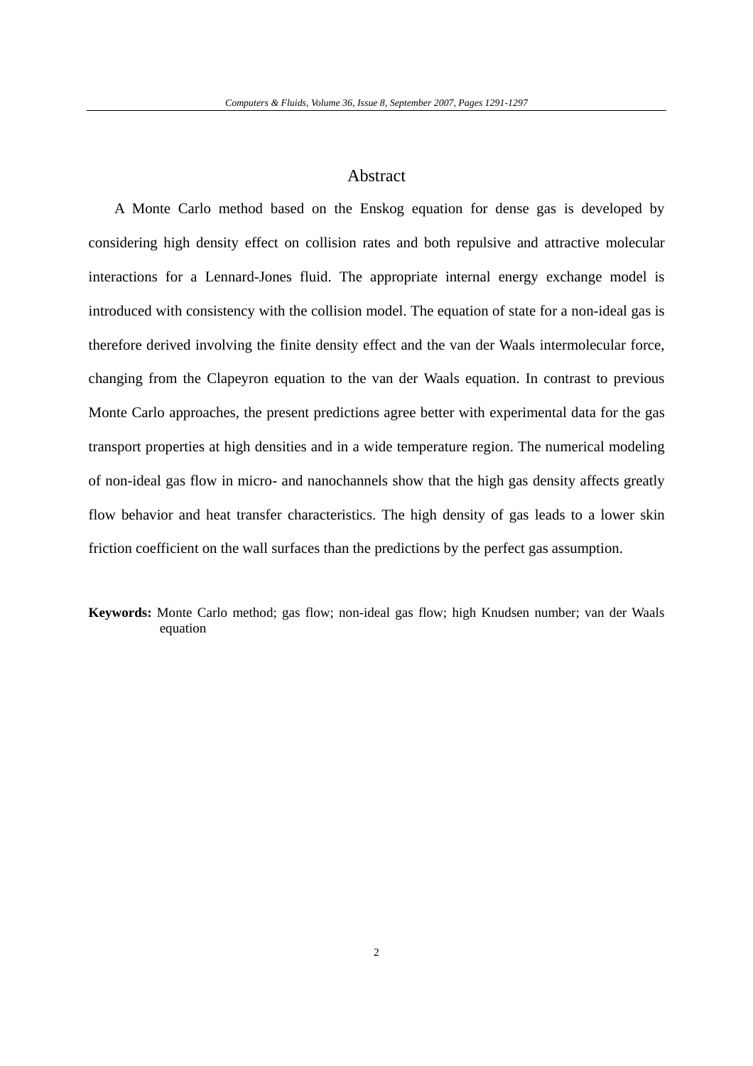# Abstract

A Monte Carlo method based on the Enskog equation for dense gas is developed by considering high density effect on collision rates and both repulsive and attractive molecular interactions for a Lennard-Jones fluid. The appropriate internal energy exchange model is introduced with consistency with the collision model. The equation of state for a non-ideal gas is therefore derived involving the finite density effect and the van der Waals intermolecular force, changing from the Clapeyron equation to the van der Waals equation. In contrast to previous Monte Carlo approaches, the present predictions agree better with experimental data for the gas transport properties at high densities and in a wide temperature region. The numerical modeling of non-ideal gas flow in micro- and nanochannels show that the high gas density affects greatly flow behavior and heat transfer characteristics. The high density of gas leads to a lower skin friction coefficient on the wall surfaces than the predictions by the perfect gas assumption.

**Keywords:** Monte Carlo method; gas flow; non-ideal gas flow; high Knudsen number; van der Waals equation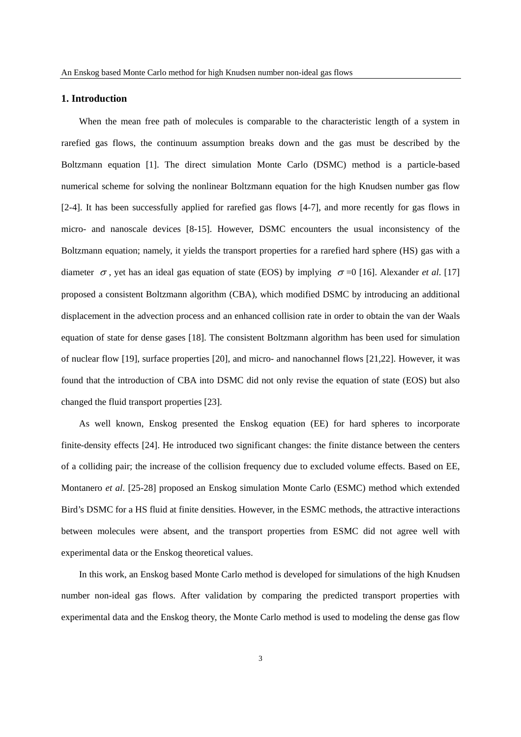## 1. Introduction

When the mean free path of molecules is comparable to the characteristic length of a system in rarefied gas flows, the continuum assumption breaks down and the gas must be described by the Boltzmann equation [1]. The direct simulation Monte Carlo (DSMC) method is a particle-based numerical scheme for solving the nonlinear Boltzmann equation for the high Knudsen number gas flow [2-4]. It has been successfully applied for rarefied gas flows [4-7], and more recently for gas flows in micro- and nanoscale devices [8-15]. However, DSMC encounters the usual inconsistency of the Boltzmann equation; namely, it yields the transport properties for a rarefied hard sphere (HS) gas with a diameter $\sigma$, yet has an ideal gas equation of state (EOS) by implying $\sigma=0$ [16]. Alexander *et al*. [17] proposed a consistent Boltzmann algorithm (CBA), which modified DSMC by introducing an additional displacement in the advection process and an enhanced collision rate in order to obtain the van der Waals equation of state for dense gases [18]. The consistent Boltzmann algorithm has been used for simulation of nuclear flow [19], surface properties [20], and micro- and nanochannel flows [21,22]. However, it was found that the introduction of CBA into DSMC did not only revise the equation of state (EOS) but also changed the fluid transport properties [23].

As well known, Enskog presented the Enskog equation (EE) for hard spheres to incorporate finite-density effects [24]. He introduced two significant changes: the finite distance between the centers of a colliding pair; the increase of the collision frequency due to excluded volume effects. Based on EE, Montanero *et al*. [25-28] proposed an Enskog simulation Monte Carlo (ESMC) method which extended Bird's DSMC for a HS fluid at finite densities. However, in the ESMC methods, the attractive interactions between molecules were absent, and the transport properties from ESMC did not agree well with experimental data or the Enskog theoretical values.

In this work, an Enskog based Monte Carlo method is developed for simulations of the high Knudsen number non-ideal gas flows. After validation by comparing the predicted transport properties with experimental data and the Enskog theory, the Monte Carlo method is used to modeling the dense gas flow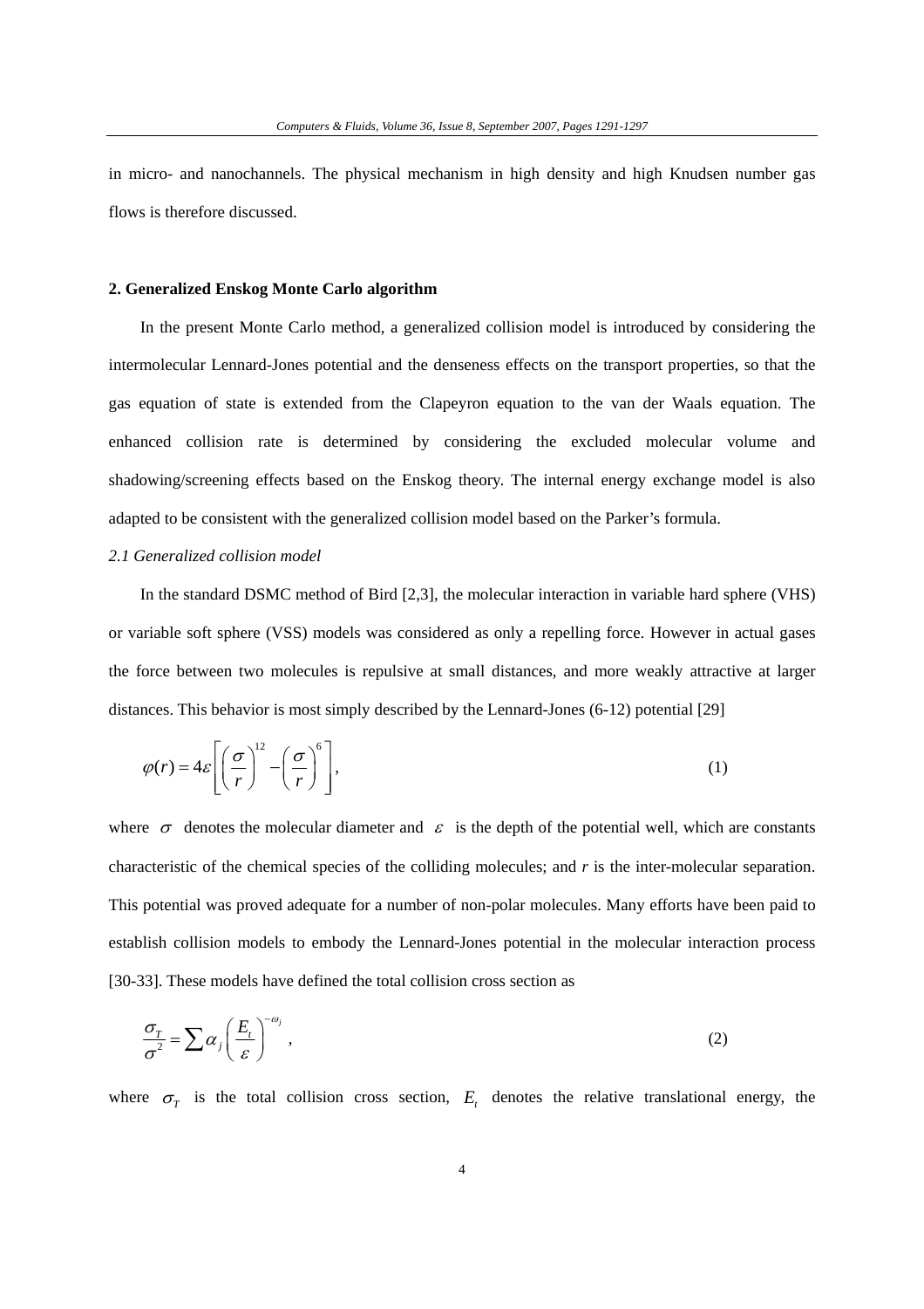in micro- and nanochannels. The physical mechanism in high density and high Knudsen number gas flows is therefore discussed.

## 2. Generalized Enskog Monte Carlo algorithm

In the present Monte Carlo method, a generalized collision model is introduced by considering the intermolecular Lennard-Jones potential and the denseness effects on the transport properties, so that the gas equation of state is extended from the Clapeyron equation to the van der Waals equation. The enhanced collision rate is determined by considering the excluded molecular volume and shadowing/screening effects based on the Enskog theory. The internal energy exchange model is also adapted to be consistent with the generalized collision model based on the Parker's formula.

### *2.1 Generalized collision model*

In the standard DSMC method of Bird [2,3], the molecular interaction in variable hard sphere (VHS) or variable soft sphere (VSS) models was considered as only a repelling force. However in actual gases the force between two molecules is repulsive at small distances, and more weakly attractive at larger distances. This behavior is most simply described by the Lennard-Jones (6-12) potential [29]

$$\varphi(r) = 4\varepsilon\left[\left(\frac{\sigma}{r}\right)^{12} - \left(\frac{\sigma}{r}\right)^{6}\right], \tag{1}$$

where $\sigma$ denotes the molecular diameter and $\varepsilon$ is the depth of the potential well, which are constants characteristic of the chemical species of the colliding molecules; and *r* is the inter-molecular separation. This potential was proved adequate for a number of non-polar molecules. Many efforts have been paid to establish collision models to embody the Lennard-Jones potential in the molecular interaction process [30-33]. These models have defined the total collision cross section as

$$\frac{\sigma_T}{\sigma^2} = \sum \alpha_j \left(\frac{E_t}{\varepsilon}\right)^{-\omega_j}, \tag{2}$$

where $\sigma_T$ is the total collision cross section, $E_t$ denotes the relative translational energy, the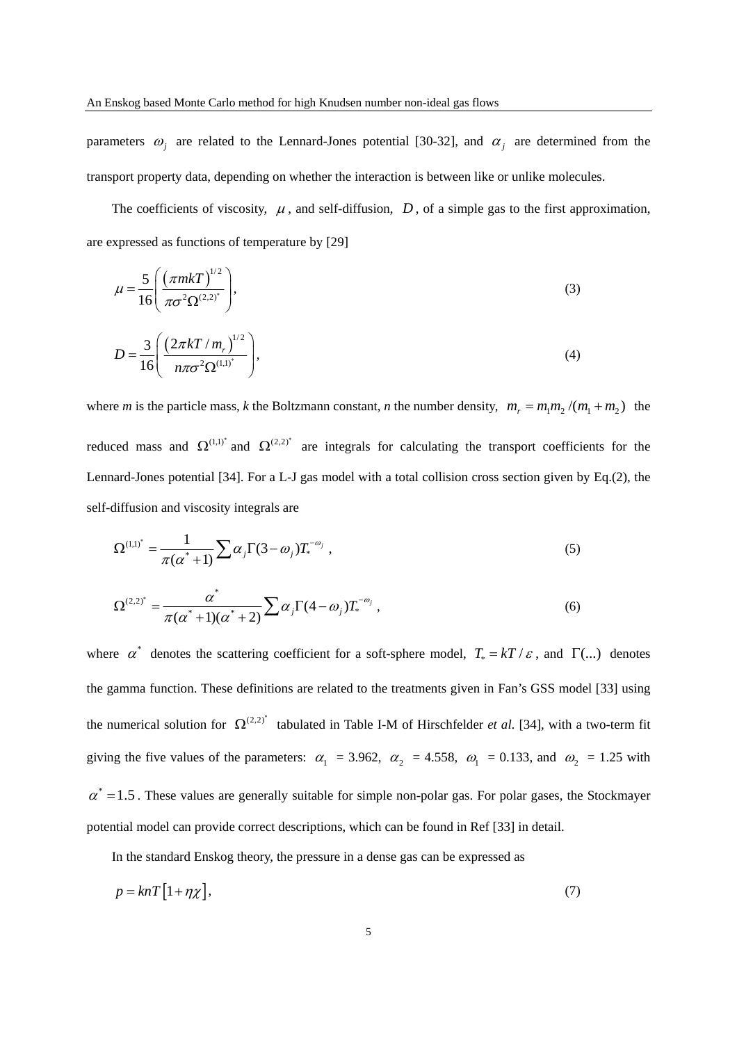parameters $\omega_j$ are related to the Lennard-Jones potential [30-32], and $\alpha_j$ are determined from the transport property data, depending on whether the interaction is between like or unlike molecules.

The coefficients of viscosity, $\mu$, and self-diffusion, $D$, of a simple gas to the first approximation, are expressed as functions of temperature by [29]

$$\mu = \frac{5}{16}\left(\frac{(\pi mkT)^{1/2}}{\pi\sigma^2\Omega^{(2,2)^*}}\right), \tag{3}$$

$$D = \frac{3}{16}\left(\frac{(2\pi kT/m_r)^{1/2}}{n\pi\sigma^2\Omega^{(1,1)^*}}\right), \tag{4}$$

where *m* is the particle mass, *k* the Boltzmann constant, *n* the number density, $m_r = m_1 m_2/(m_1+m_2)$ the reduced mass and $\Omega^{(1,1)^*}$ and $\Omega^{(2,2)^*}$ are integrals for calculating the transport coefficients for the Lennard-Jones potential [34]. For a L-J gas model with a total collision cross section given by Eq.(2), the self-diffusion and viscosity integrals are

$$\Omega^{(1,1)^*} = \frac{1}{\pi(\alpha^*+1)}\sum \alpha_j \Gamma(3-\omega_j) T_*^{-\omega_j} \ , \tag{5}$$

$$\Omega^{(2,2)^*} = \frac{\alpha^*}{\pi(\alpha^*+1)(\alpha^*+2)}\sum \alpha_j \Gamma(4-\omega_j) T_*^{-\omega_j} \ , \tag{6}$$

where $\alpha^*$ denotes the scattering coefficient for a soft-sphere model, $T_* = kT/\varepsilon$, and $\Gamma(...)$ denotes the gamma function. These definitions are related to the treatments given in Fan's GSS model [33] using the numerical solution for $\Omega^{(2,2)^*}$ tabulated in Table I-M of Hirschfelder *et al*. [34], with a two-term fit giving the five values of the parameters: $\alpha_1$ = 3.962, $\alpha_2$ = 4.558, $\omega_1$ = 0.133, and $\omega_2$ = 1.25 with $\alpha^* = 1.5$. These values are generally suitable for simple non-polar gas. For polar gases, the Stockmayer potential model can provide correct descriptions, which can be found in Ref [33] in detail.

In the standard Enskog theory, the pressure in a dense gas can be expressed as

$$p = knT\left[1+\eta\chi\right], \tag{7}$$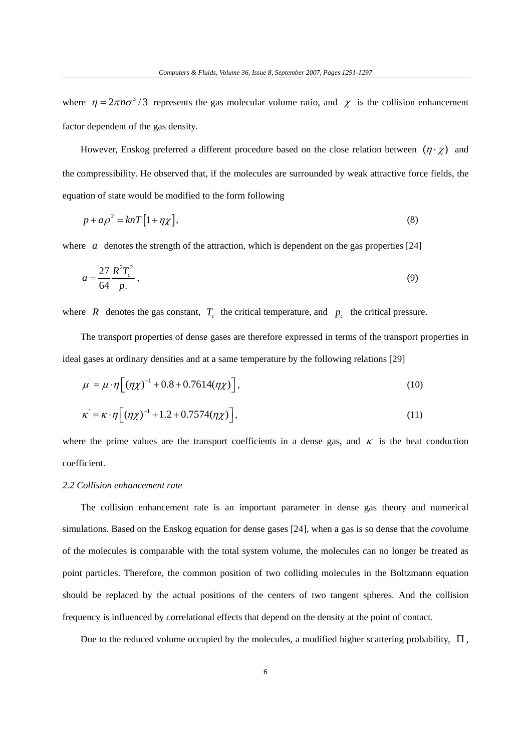where $\eta = 2\pi n\sigma^3/3$ represents the gas molecular volume ratio, and $\chi$ is the collision enhancement factor dependent of the gas density.

However, Enskog preferred a different procedure based on the close relation between $(\eta \cdot \chi)$ and the compressibility. He observed that, if the molecules are surrounded by weak attractive force fields, the equation of state would be modified to the form following

$$p + a\rho^2 = knT\left[1 + \eta\chi\right], \tag{8}$$

where $a$ denotes the strength of the attraction, which is dependent on the gas properties [24]

$$a = \frac{27}{64}\frac{R^2 T_c^2}{p_c}, \tag{9}$$

where $R$ denotes the gas constant, $T_c$ the critical temperature, and $p_c$ the critical pressure.

The transport properties of dense gases are therefore expressed in terms of the transport properties in ideal gases at ordinary densities and at a same temperature by the following relations [29]

$$\mu' = \mu \cdot \eta\left[(\eta\chi)^{-1} + 0.8 + 0.7614(\eta\chi)\right], \tag{10}$$

$$\kappa' = \kappa \cdot \eta\left[(\eta\chi)^{-1} + 1.2 + 0.7574(\eta\chi)\right], \tag{11}$$

where the prime values are the transport coefficients in a dense gas, and $\kappa$ is the heat conduction coefficient.

*2.2 Collision enhancement rate*

The collision enhancement rate is an important parameter in dense gas theory and numerical simulations. Based on the Enskog equation for dense gases [24], when a gas is so dense that the *co*volume of the molecules is comparable with the total system volume, the molecules can no longer be treated as point particles. Therefore, the common position of two colliding molecules in the Boltzmann equation should be replaced by the actual positions of the centers of two tangent spheres. And the collision frequency is influenced by *co*rrelational effects that depend on the density at the point of contact.

Due to the reduced volume occupied by the molecules, a modified higher scattering probability, $\Pi$,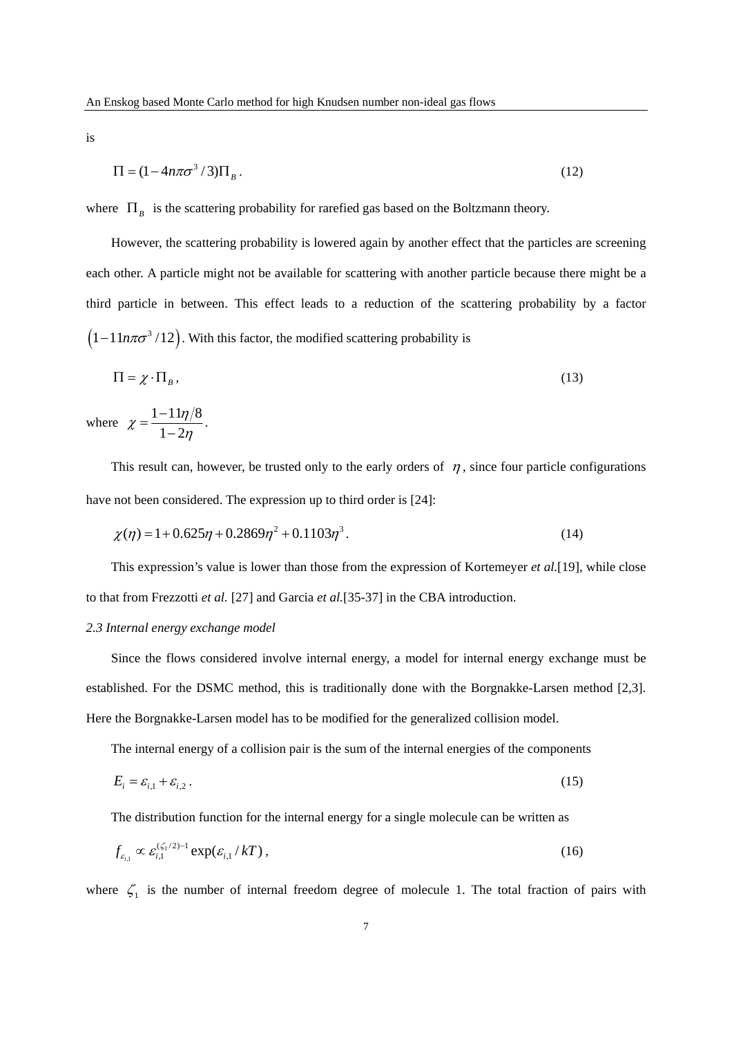is

$$\Pi = (1 - 4n\pi\sigma^3/3)\Pi_B\,. \tag{12}$$

where $\Pi_B$ is the scattering probability for rarefied gas based on the Boltzmann theory.

However, the scattering probability is lowered again by another effect that the particles are screening each other. A particle might not be available for scattering with another particle because there might be a third particle in between. This effect leads to a reduction of the scattering probability by a factor $\left(1-11n\pi\sigma^3/12\right)$. With this factor, the modified scattering probability is

$$\Pi = \chi \cdot \Pi_B\,, \tag{13}$$

where $\chi = \dfrac{1-11\eta/8}{1-2\eta}$.

This result can, however, be trusted only to the early orders of $\eta$, since four particle configurations have not been considered. The expression up to third order is [24]:

$$\chi(\eta) = 1 + 0.625\eta + 0.2869\eta^2 + 0.1103\eta^3\,. \tag{14}$$

This expression's value is lower than those from the expression of Kortemeyer *et al.*[19], while close to that from Frezzotti *et al.* [27] and Garcia *et al.*[35-37] in the CBA introduction.

*2.3 Internal energy exchange model*

Since the flows considered involve internal energy, a model for internal energy exchange must be established. For the DSMC method, this is traditionally done with the Borgnakke-Larsen method [2,3]. Here the Borgnakke-Larsen model has to be modified for the generalized collision model.

The internal energy of a collision pair is the sum of the internal energies of the components

$$E_i = \varepsilon_{i,1} + \varepsilon_{i,2}\,. \tag{15}$$

The distribution function for the internal energy for a single molecule can be written as

$$f_{\varepsilon_{i,1}} \propto \varepsilon_{i,1}^{(\zeta_1/2)-1} \exp(\varepsilon_{i,1}/kT)\,, \tag{16}$$

where $\zeta_1$ is the number of internal freedom degree of molecule 1. The total fraction of pairs with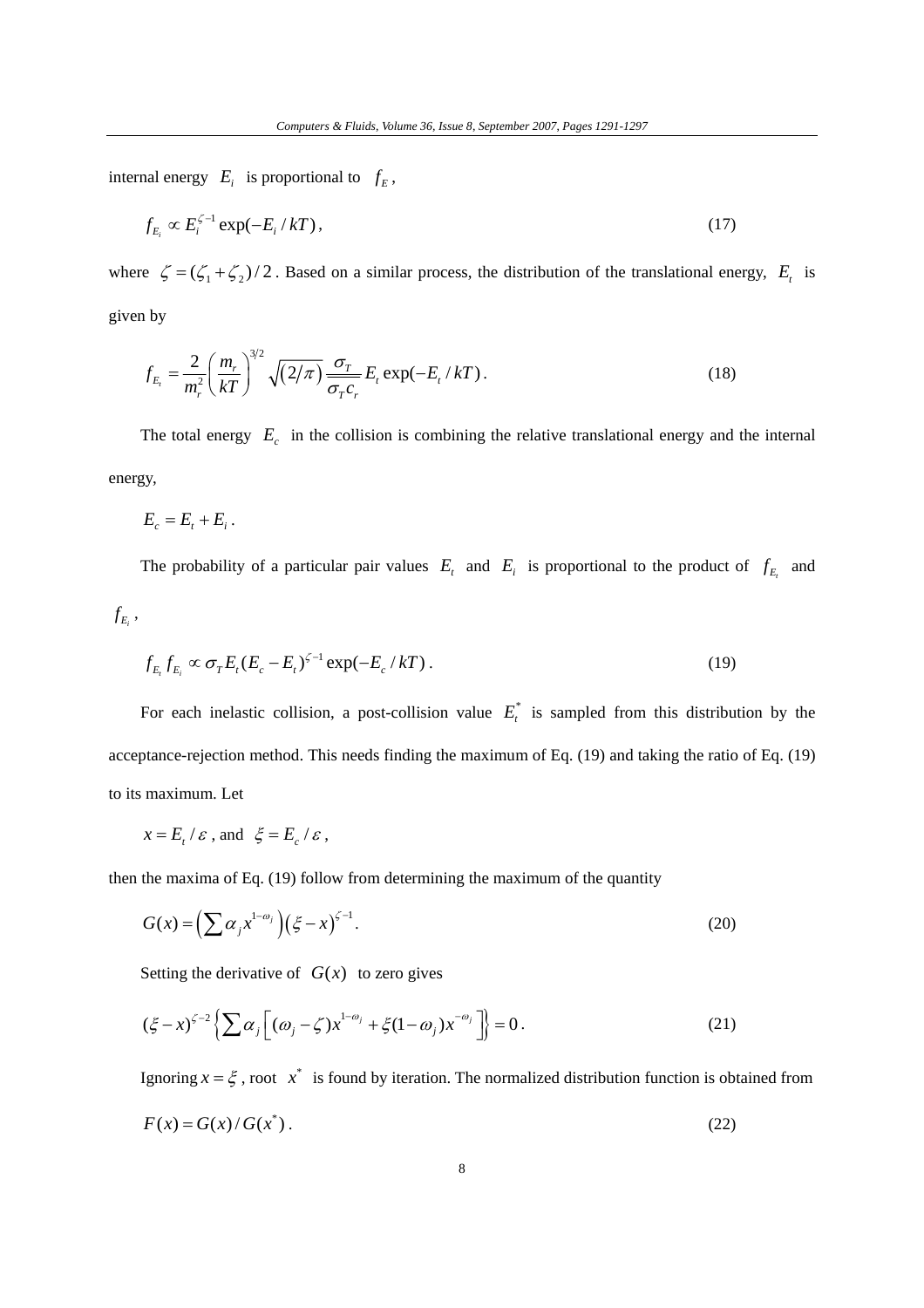internal energy $E_i$ is proportional to $f_E$,

$$f_{E_i} \propto E_i^{\zeta-1} \exp(-E_i / kT)\,, \tag{17}$$

where $\zeta = (\zeta_1 + \zeta_2)/2$. Based on a similar process, the distribution of the translational energy, $E_t$ is given by

$$f_{E_t} = \frac{2}{m_r^2}\left(\frac{m_r}{kT}\right)^{3/2} \sqrt{(2/\pi)}\, \frac{\sigma_T}{\overline{\sigma_T c_r}} E_t \exp(-E_t / kT)\,. \tag{18}$$

The total energy $E_c$ in the collision is combining the relative translational energy and the internal energy,

$$E_c = E_t + E_i\,.$$

The probability of a particular pair values $E_t$ and $E_i$ is proportional to the product of $f_{E_t}$ and $f_{E_i}$,

$$f_{E_t} f_{E_i} \propto \sigma_T E_t (E_c - E_t)^{\zeta-1} \exp(-E_c / kT)\,. \tag{19}$$

For each inelastic collision, a post-collision value $E_t^*$ is sampled from this distribution by the acceptance-rejection method. This needs finding the maximum of Eq. (19) and taking the ratio of Eq. (19) to its maximum. Let

$$x = E_t / \varepsilon \text{ , and } \xi = E_c / \varepsilon\,,$$

then the maxima of Eq. (19) follow from determining the maximum of the quantity

$$G(x) = \left(\sum \alpha_j x^{1-\omega_j}\right)\left(\xi - x\right)^{\zeta-1}. \tag{20}$$

Setting the derivative of $G(x)$ to zero gives

$$(\xi - x)^{\zeta-2}\left\{\sum \alpha_j \left[(\omega_j - \zeta) x^{1-\omega_j} + \xi(1-\omega_j) x^{-\omega_j}\right]\right\} = 0\,. \tag{21}$$

Ignoring $x = \xi$, root $x^*$ is found by iteration. The normalized distribution function is obtained from

$$F(x) = G(x) / G(x^*)\,. \tag{22}$$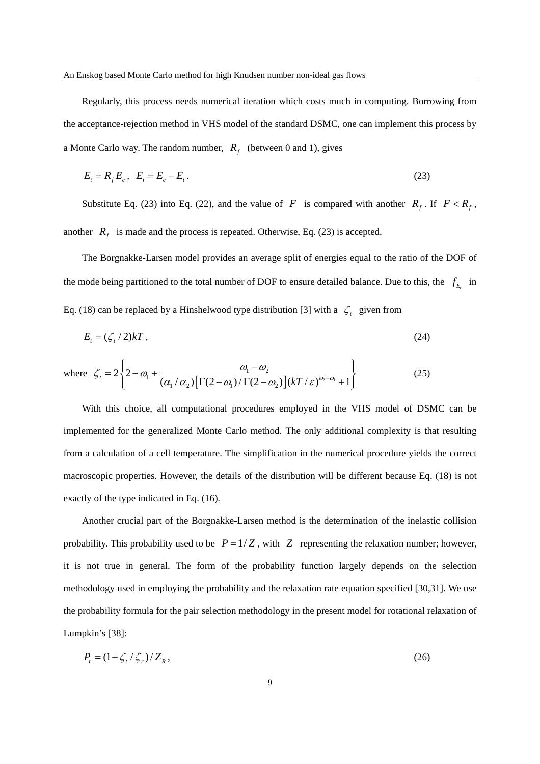Regularly, this process needs numerical iteration which costs much in computing. Borrowing from the acceptance-rejection method in VHS model of the standard DSMC, one can implement this process by a Monte Carlo way. The random number, $R_f$ (between 0 and 1), gives

$$E_t = R_f E_c\,,\;\; E_i = E_c - E_t\,. \tag{23}$$

Substitute Eq. (23) into Eq. (22), and the value of $F$ is compared with another $R_f$. If $F < R_f$, another $R_f$ is made and the process is repeated. Otherwise, Eq. (23) is accepted.

The Borgnakke-Larsen model provides an average split of energies equal to the ratio of the DOF of the mode being partitioned to the total number of DOF to ensure detailed balance. Due to this, the $f_{E_t}$ in Eq. (18) can be replaced by a Hinshelwood type distribution [3] with a $\zeta_t$ given from

$$E_t = (\zeta_t / 2)kT\,, \tag{24}$$

where $$\zeta_t = 2\left\{2 - \omega_1 + \frac{\omega_1 - \omega_2}{(\alpha_1/\alpha_2)\left[\Gamma(2-\omega_1)/\Gamma(2-\omega_2)\right](kT/\varepsilon)^{\omega_2-\omega_1} + 1}\right\} \tag{25}$$

With this choice, all computational procedures employed in the VHS model of DSMC can be implemented for the generalized Monte Carlo method. The only additional complexity is that resulting from a calculation of a cell temperature. The simplification in the numerical procedure yields the correct macroscopic properties. However, the details of the distribution will be different because Eq. (18) is not exactly of the type indicated in Eq. (16).

Another crucial part of the Borgnakke-Larsen method is the determination of the inelastic collision probability. This probability used to be $P = 1/Z$, with $Z$ representing the relaxation number; however, it is not true in general. The form of the probability function largely depends on the selection methodology used in employing the probability and the relaxation rate equation specified [30,31]. We use the probability formula for the pair selection methodology in the present model for rotational relaxation of Lumpkin's [38]:

$$P_r = (1 + \zeta_t / \zeta_r) / Z_R\,, \tag{26}$$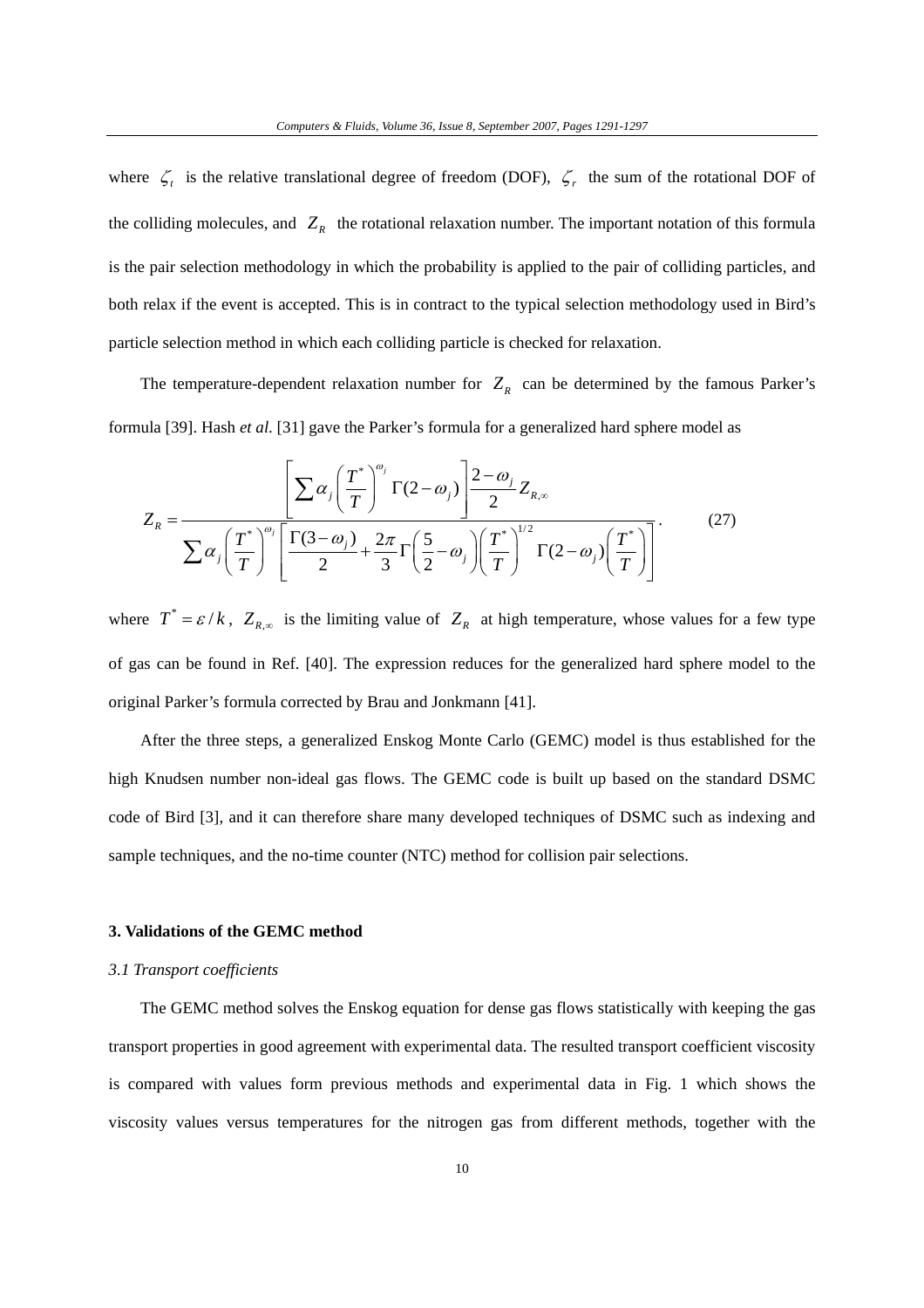where $\zeta_t$ is the relative translational degree of freedom (DOF), $\zeta_r$ the sum of the rotational DOF of the colliding molecules, and $Z_R$ the rotational relaxation number. The important notation of this formula is the pair selection methodology in which the probability is applied to the pair of colliding particles, and both relax if the event is accepted. This is in contract to the typical selection methodology used in Bird's particle selection method in which each colliding particle is checked for relaxation.

The temperature-dependent relaxation number for $Z_R$ can be determined by the famous Parker's formula [39]. Hash *et al.* [31] gave the Parker's formula for a generalized hard sphere model as

$$Z_R = \frac{\left[ \sum \alpha_j \left( \frac{T^*}{T} \right)^{\omega_j} \Gamma(2-\omega_j) \right] \frac{2-\omega_j}{2} Z_{R,\infty}}{\sum \alpha_j \left( \frac{T^*}{T} \right)^{\omega_j} \left[ \frac{\Gamma(3-\omega_j)}{2} + \frac{2\pi}{3} \Gamma\left( \frac{5}{2} - \omega_j \right) \left( \frac{T^*}{T} \right)^{1/2} \Gamma(2-\omega_j) \left( \frac{T^*}{T} \right) \right]} . \qquad (27)$$

where $T^* = \varepsilon / k$, $Z_{R,\infty}$ is the limiting value of $Z_R$ at high temperature, whose values for a few type of gas can be found in Ref. [40]. The expression reduces for the generalized hard sphere model to the original Parker's formula corrected by Brau and Jonkmann [41].

After the three steps, a generalized Enskog Monte Carlo (GEMC) model is thus established for the high Knudsen number non-ideal gas flows. The GEMC code is built up based on the standard DSMC code of Bird [3], and it can therefore share many developed techniques of DSMC such as indexing and sample techniques, and the no-time counter (NTC) method for collision pair selections.

## 3. Validations of the GEMC method

### *3.1 Transport coefficients*

The GEMC method solves the Enskog equation for dense gas flows statistically with keeping the gas transport properties in good agreement with experimental data. The resulted transport coefficient viscosity is compared with values form previous methods and experimental data in Fig. 1 which shows the viscosity values versus temperatures for the nitrogen gas from different methods, together with the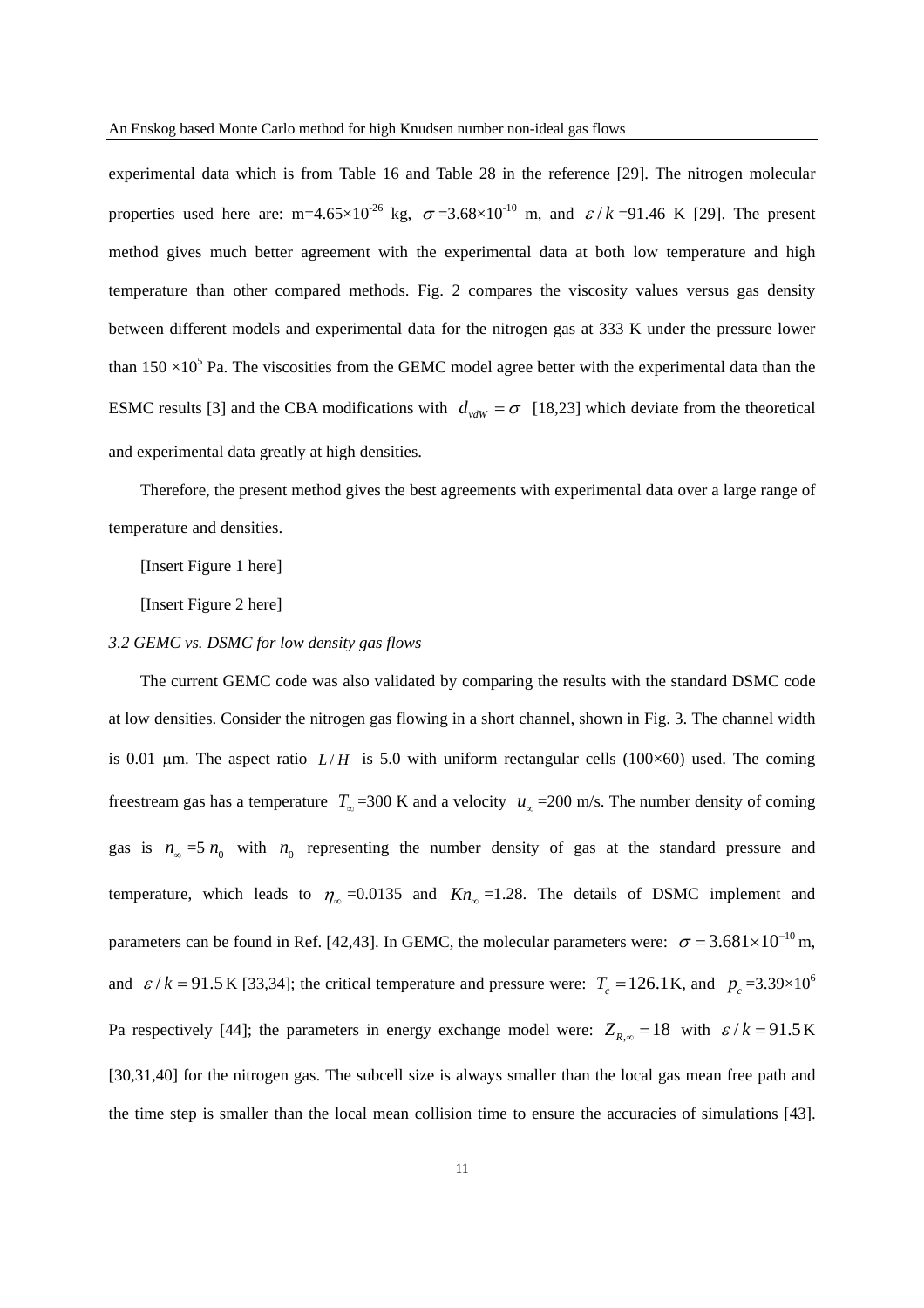experimental data which is from Table 16 and Table 28 in the reference [29]. The nitrogen molecular properties used here are: m=4.65×10$^{-26}$ kg, $\sigma$ =3.68×10$^{-10}$ m, and $\varepsilon / k$ =91.46 K [29]. The present method gives much better agreement with the experimental data at both low temperature and high temperature than other compared methods. Fig. 2 compares the viscosity values versus gas density between different models and experimental data for the nitrogen gas at 333 K under the pressure lower than 150 ×10$^{5}$ Pa. The viscosities from the GEMC model agree better with the experimental data than the ESMC results [3] and the CBA modifications with $d_{vdW} = \sigma$ [18,23] which deviate from the theoretical and experimental data greatly at high densities.

Therefore, the present method gives the best agreements with experimental data over a large range of temperature and densities.

[Insert Figure 1 here]

[Insert Figure 2 here]

*3.2 GEMC vs. DSMC for low density gas flows*

The current GEMC code was also validated by comparing the results with the standard DSMC code at low densities. Consider the nitrogen gas flowing in a short channel, shown in Fig. 3. The channel width is 0.01 μm. The aspect ratio $L/H$ is 5.0 with uniform rectangular cells (100×60) used. The coming freestream gas has a temperature $T_\infty$ =300 K and a velocity $u_\infty$ =200 m/s. The number density of coming gas is $n_\infty$ =5 $n_0$ with $n_0$ representing the number density of gas at the standard pressure and temperature, which leads to $\eta_\infty$ =0.0135 and $Kn_\infty$ =1.28. The details of DSMC implement and parameters can be found in Ref. [42,43]. In GEMC, the molecular parameters were: $\sigma = 3.681 \times 10^{-10}$ m, and $\varepsilon / k = 91.5$ K [33,34]; the critical temperature and pressure were: $T_c = 126.1$ K, and $p_c$ =3.39×10$^{6}$ Pa respectively [44]; the parameters in energy exchange model were: $Z_{R,\infty} = 18$ with $\varepsilon / k = 91.5$ K [30,31,40] for the nitrogen gas. The subcell size is always smaller than the local gas mean free path and the time step is smaller than the local mean collision time to ensure the accuracies of simulations [43].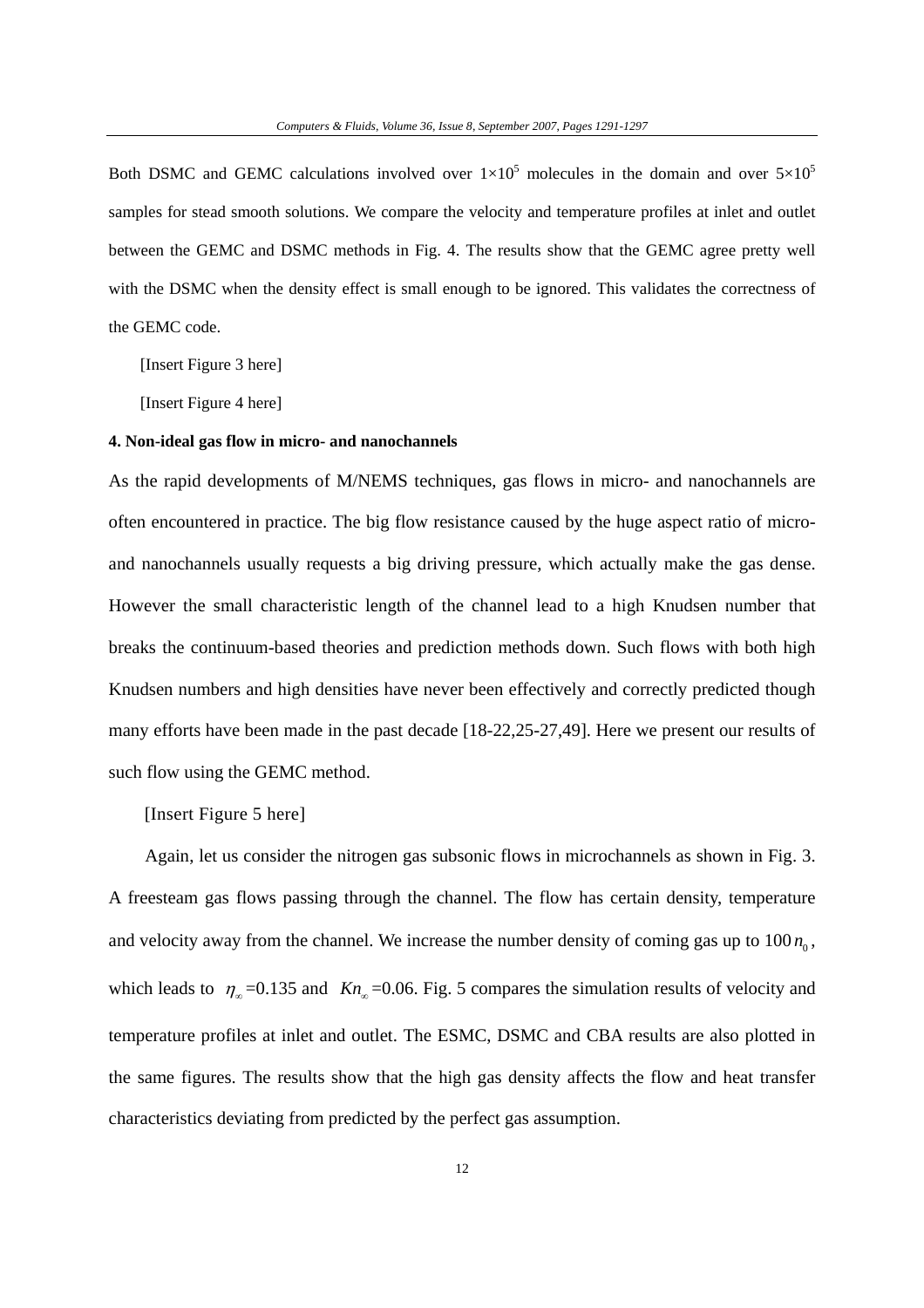Both DSMC and GEMC calculations involved over $1\times10^5$ molecules in the domain and over $5\times10^5$ samples for stead smooth solutions. We compare the velocity and temperature profiles at inlet and outlet between the GEMC and DSMC methods in Fig. 4. The results show that the GEMC agree pretty well with the DSMC when the density effect is small enough to be ignored. This validates the correctness of the GEMC code.

[Insert Figure 3 here]

[Insert Figure 4 here]

**4. Non-ideal gas flow in micro- and nanochannels**

As the rapid developments of M/NEMS techniques, gas flows in micro- and nanochannels are often encountered in practice. The big flow resistance caused by the huge aspect ratio of micro- and nanochannels usually requests a big driving pressure, which actually make the gas dense. However the small characteristic length of the channel lead to a high Knudsen number that breaks the continuum-based theories and prediction methods down. Such flows with both high Knudsen numbers and high densities have never been effectively and correctly predicted though many efforts have been made in the past decade [18-22,25-27,49]. Here we present our results of such flow using the GEMC method.

[Insert Figure 5 here]

Again, let us consider the nitrogen gas subsonic flows in microchannels as shown in Fig. 3. A freesteam gas flows passing through the channel. The flow has certain density, temperature and velocity away from the channel. We increase the number density of coming gas up to $100\,n_0$, which leads to $\eta_\infty$=0.135 and $Kn_\infty$=0.06. Fig. 5 compares the simulation results of velocity and temperature profiles at inlet and outlet. The ESMC, DSMC and CBA results are also plotted in the same figures. The results show that the high gas density affects the flow and heat transfer characteristics deviating from predicted by the perfect gas assumption.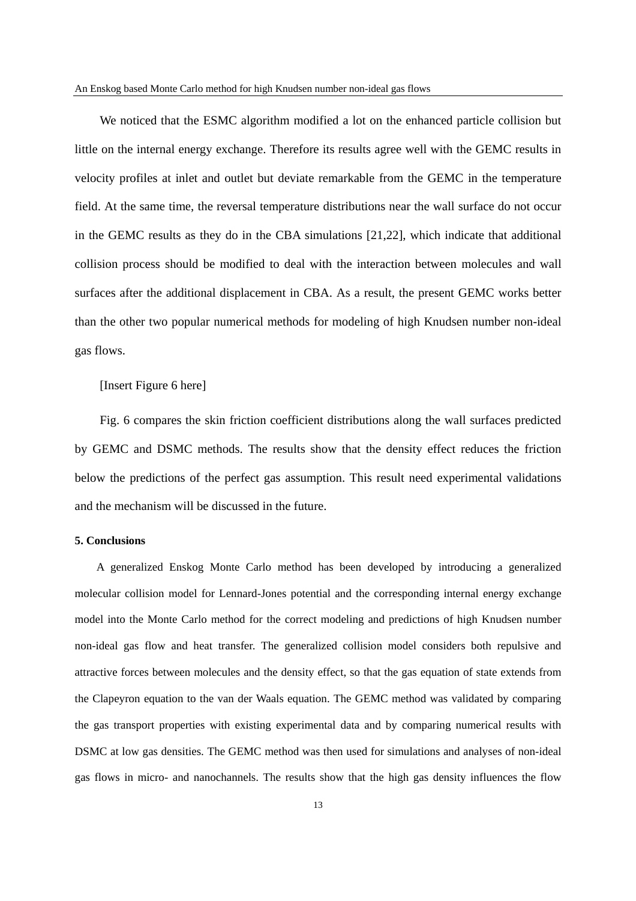We noticed that the ESMC algorithm modified a lot on the enhanced particle collision but little on the internal energy exchange. Therefore its results agree well with the GEMC results in velocity profiles at inlet and outlet but deviate remarkable from the GEMC in the temperature field. At the same time, the reversal temperature distributions near the wall surface do not occur in the GEMC results as they do in the CBA simulations [21,22], which indicate that additional collision process should be modified to deal with the interaction between molecules and wall surfaces after the additional displacement in CBA. As a result, the present GEMC works better than the other two popular numerical methods for modeling of high Knudsen number non-ideal gas flows.

[Insert Figure 6 here]

Fig. 6 compares the skin friction coefficient distributions along the wall surfaces predicted by GEMC and DSMC methods. The results show that the density effect reduces the friction below the predictions of the perfect gas assumption. This result need experimental validations and the mechanism will be discussed in the future.

**5. Conclusions**

A generalized Enskog Monte Carlo method has been developed by introducing a generalized molecular collision model for Lennard-Jones potential and the corresponding internal energy exchange model into the Monte Carlo method for the correct modeling and predictions of high Knudsen number non-ideal gas flow and heat transfer. The generalized collision model considers both repulsive and attractive forces between molecules and the density effect, so that the gas equation of state extends from the Clapeyron equation to the van der Waals equation. The GEMC method was validated by comparing the gas transport properties with existing experimental data and by comparing numerical results with DSMC at low gas densities. The GEMC method was then used for simulations and analyses of non-ideal gas flows in micro- and nanochannels. The results show that the high gas density influences the flow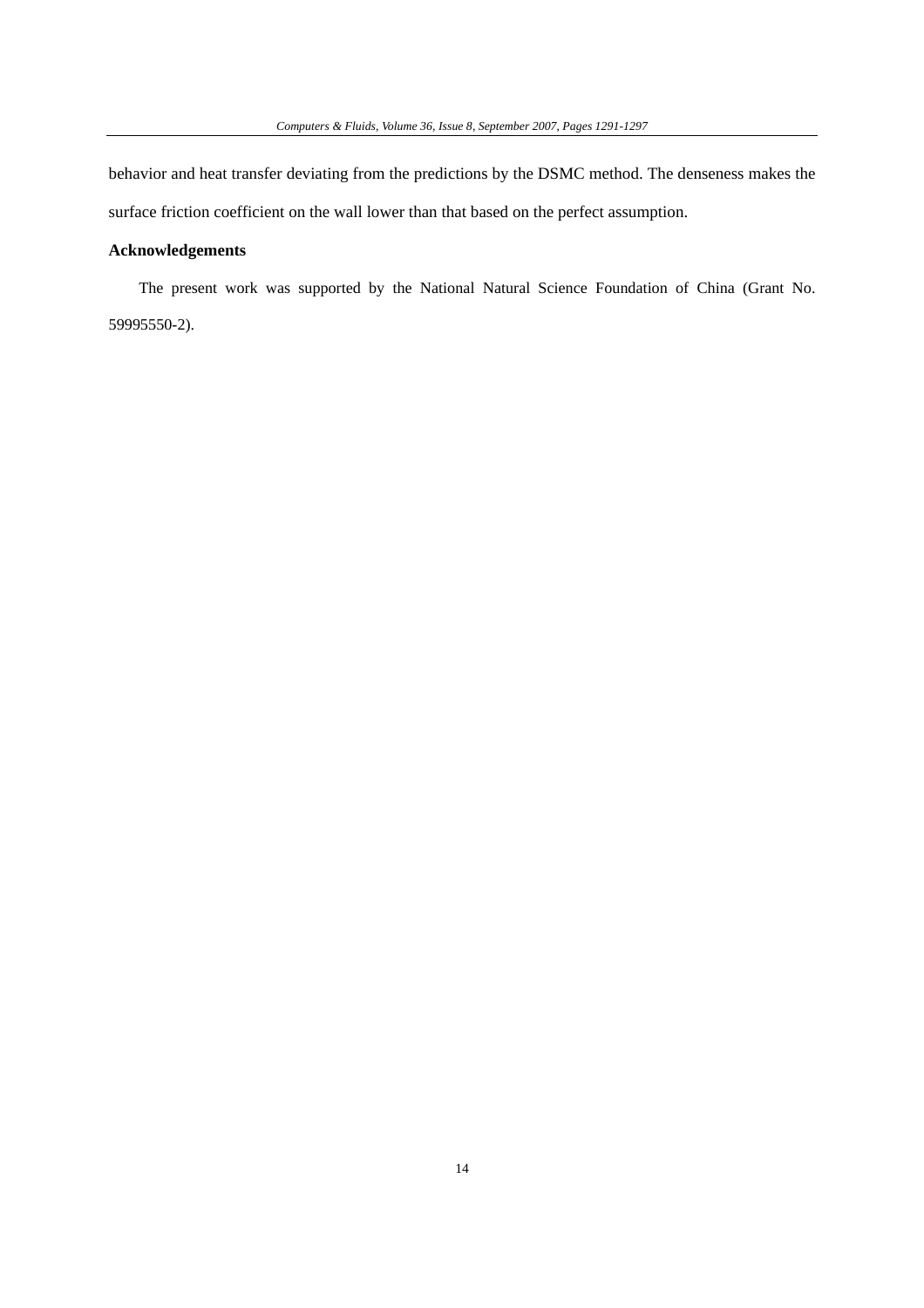behavior and heat transfer deviating from the predictions by the DSMC method. The denseness makes the surface friction coefficient on the wall lower than that based on the perfect assumption.

### Acknowledgements

The present work was supported by the National Natural Science Foundation of China (Grant No. 59995550-2).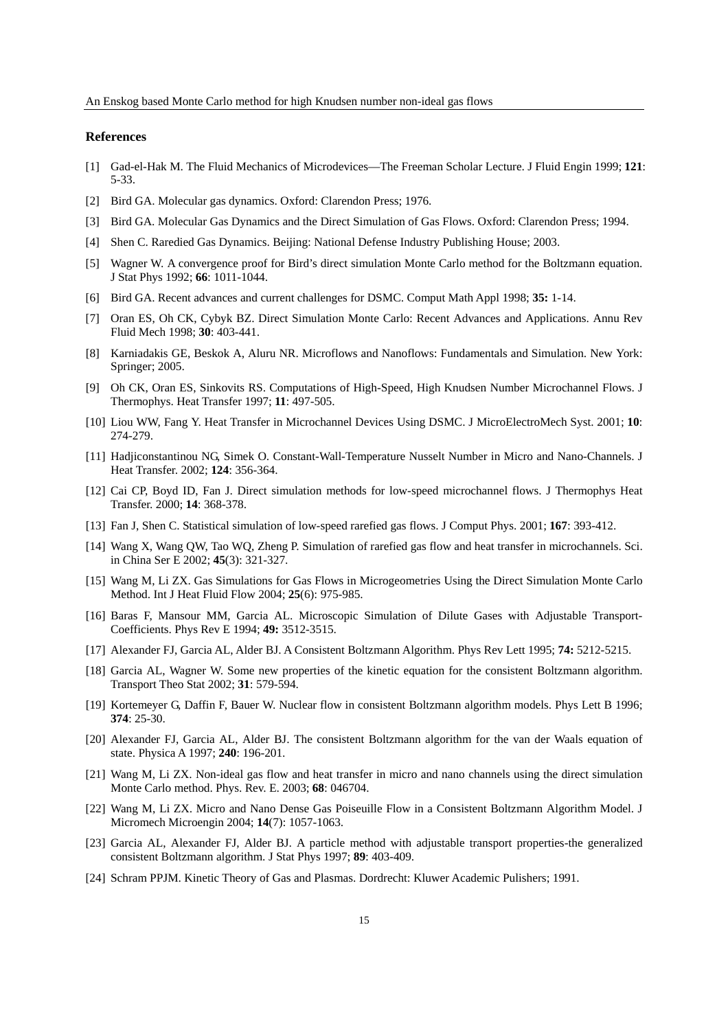## References

[1] Gad-el-Hak M. The Fluid Mechanics of Microdevices—The Freeman Scholar Lecture. J Fluid Engin 1999; **121**: 5-33.

[2] Bird GA. Molecular gas dynamics. Oxford: Clarendon Press; 1976.

[3] Bird GA. Molecular Gas Dynamics and the Direct Simulation of Gas Flows. Oxford: Clarendon Press; 1994.

[4] Shen C. Raredied Gas Dynamics. Beijing: National Defense Industry Publishing House; 2003.

[5] Wagner W. A convergence proof for Bird's direct simulation Monte Carlo method for the Boltzmann equation. J Stat Phys 1992; **66**: 1011-1044.

[6] Bird GA. Recent advances and current challenges for DSMC. Comput Math Appl 1998; **35:** 1-14.

[7] Oran ES, Oh CK, Cybyk BZ. Direct Simulation Monte Carlo: Recent Advances and Applications. Annu Rev Fluid Mech 1998; **30**: 403-441.

[8] Karniadakis GE, Beskok A, Aluru NR. Microflows and Nanoflows: Fundamentals and Simulation. New York: Springer; 2005.

[9] Oh CK, Oran ES, Sinkovits RS. Computations of High-Speed, High Knudsen Number Microchannel Flows. J Thermophys. Heat Transfer 1997; **11**: 497-505.

[10] Liou WW, Fang Y. Heat Transfer in Microchannel Devices Using DSMC. J MicroElectroMech Syst. 2001; **10**: 274-279.

[11] Hadjiconstantinou NG, Simek O. Constant-Wall-Temperature Nusselt Number in Micro and Nano-Channels. J Heat Transfer. 2002; **124**: 356-364.

[12] Cai CP, Boyd ID, Fan J. Direct simulation methods for low-speed microchannel flows. J Thermophys Heat Transfer. 2000; **14**: 368-378.

[13] Fan J, Shen C. Statistical simulation of low-speed rarefied gas flows. J Comput Phys. 2001; **167**: 393-412.

[14] Wang X, Wang QW, Tao WQ, Zheng P. Simulation of rarefied gas flow and heat transfer in microchannels. Sci. in China Ser E 2002; **45**(3): 321-327.

[15] Wang M, Li ZX. Gas Simulations for Gas Flows in Microgeometries Using the Direct Simulation Monte Carlo Method. Int J Heat Fluid Flow 2004; **25**(6): 975-985.

[16] Baras F, Mansour MM, Garcia AL. Microscopic Simulation of Dilute Gases with Adjustable Transport-Coefficients. Phys Rev E 1994; **49:** 3512-3515.

[17] Alexander FJ, Garcia AL, Alder BJ. A Consistent Boltzmann Algorithm. Phys Rev Lett 1995; **74:** 5212-5215.

[18] Garcia AL, Wagner W. Some new properties of the kinetic equation for the consistent Boltzmann algorithm. Transport Theo Stat 2002; **31**: 579-594.

[19] Kortemeyer G, Daffin F, Bauer W. Nuclear flow in consistent Boltzmann algorithm models. Phys Lett B 1996; **374**: 25-30.

[20] Alexander FJ, Garcia AL, Alder BJ. The consistent Boltzmann algorithm for the van der Waals equation of state. Physica A 1997; **240**: 196-201.

[21] Wang M, Li ZX. Non-ideal gas flow and heat transfer in micro and nano channels using the direct simulation Monte Carlo method. Phys. Rev. E. 2003; **68**: 046704.

[22] Wang M, Li ZX. Micro and Nano Dense Gas Poiseuille Flow in a Consistent Boltzmann Algorithm Model. J Micromech Microengin 2004; **14**(7): 1057-1063.

[23] Garcia AL, Alexander FJ, Alder BJ. A particle method with adjustable transport properties-the generalized consistent Boltzmann algorithm. J Stat Phys 1997; **89**: 403-409.

[24] Schram PPJM. Kinetic Theory of Gas and Plasmas. Dordrecht: Kluwer Academic Pulishers; 1991.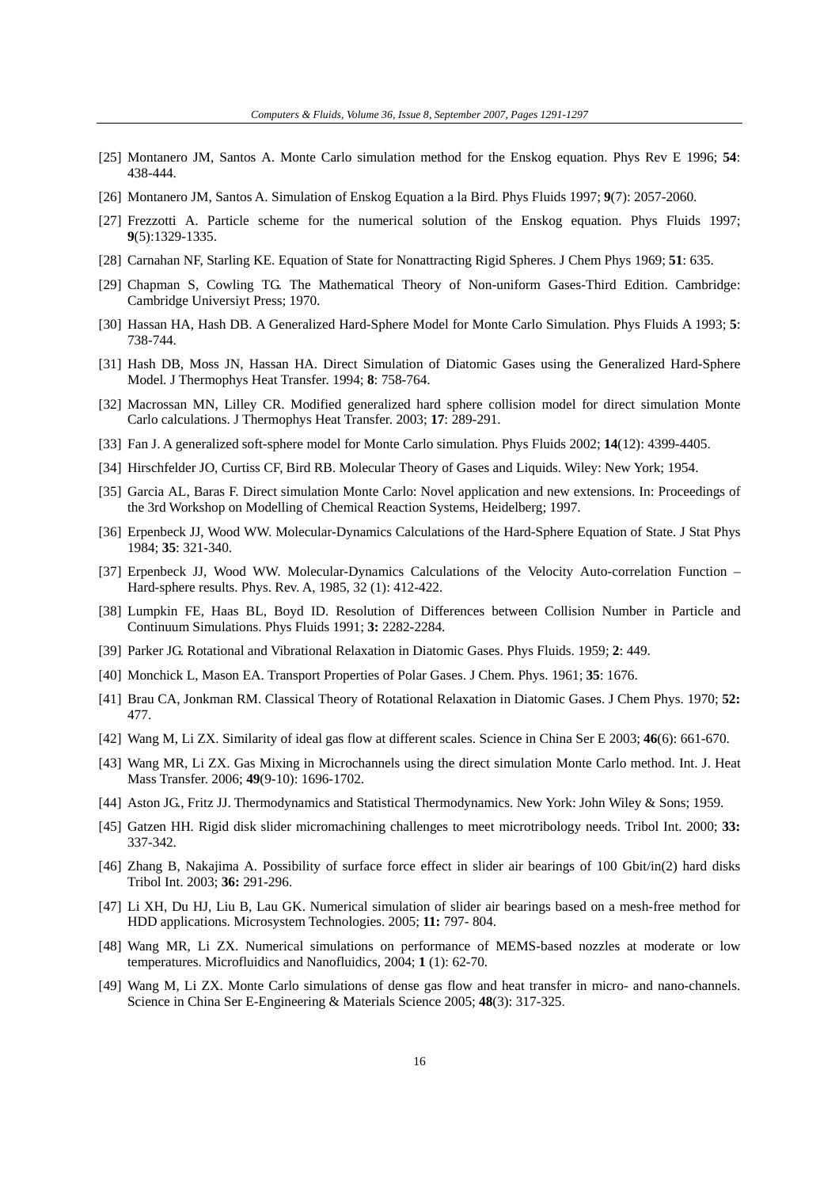[25] Montanero JM, Santos A. Monte Carlo simulation method for the Enskog equation. Phys Rev E 1996; **54**: 438-444.

[26] Montanero JM, Santos A. Simulation of Enskog Equation a la Bird. Phys Fluids 1997; **9**(7): 2057-2060.

[27] Frezzotti A. Particle scheme for the numerical solution of the Enskog equation. Phys Fluids 1997; **9**(5):1329-1335.

[28] Carnahan NF, Starling KE. Equation of State for Nonattracting Rigid Spheres. J Chem Phys 1969; **51**: 635.

[29] Chapman S, Cowling TG. The Mathematical Theory of Non-uniform Gases-Third Edition. Cambridge: Cambridge Universiyt Press; 1970.

[30] Hassan HA, Hash DB. A Generalized Hard-Sphere Model for Monte Carlo Simulation. Phys Fluids A 1993; **5**: 738-744.

[31] Hash DB, Moss JN, Hassan HA. Direct Simulation of Diatomic Gases using the Generalized Hard-Sphere Model. J Thermophys Heat Transfer. 1994; **8**: 758-764.

[32] Macrossan MN, Lilley CR. Modified generalized hard sphere collision model for direct simulation Monte Carlo calculations. J Thermophys Heat Transfer. 2003; **17**: 289-291.

[33] Fan J. A generalized soft-sphere model for Monte Carlo simulation. Phys Fluids 2002; **14**(12): 4399-4405.

[34] Hirschfelder JO, Curtiss CF, Bird RB. Molecular Theory of Gases and Liquids. Wiley: New York; 1954.

[35] Garcia AL, Baras F. Direct simulation Monte Carlo: Novel application and new extensions. In: Proceedings of the 3rd Workshop on Modelling of Chemical Reaction Systems, Heidelberg; 1997.

[36] Erpenbeck JJ, Wood WW. Molecular-Dynamics Calculations of the Hard-Sphere Equation of State. J Stat Phys 1984; **35**: 321-340.

[37] Erpenbeck JJ, Wood WW. Molecular-Dynamics Calculations of the Velocity Auto-correlation Function – Hard-sphere results. Phys. Rev. A, 1985, 32 (1): 412-422.

[38] Lumpkin FE, Haas BL, Boyd ID. Resolution of Differences between Collision Number in Particle and Continuum Simulations. Phys Fluids 1991; **3:** 2282-2284.

[39] Parker JG. Rotational and Vibrational Relaxation in Diatomic Gases. Phys Fluids. 1959; **2**: 449.

[40] Monchick L, Mason EA. Transport Properties of Polar Gases. J Chem. Phys. 1961; **35**: 1676.

[41] Brau CA, Jonkman RM. Classical Theory of Rotational Relaxation in Diatomic Gases. J Chem Phys. 1970; **52:** 477.

[42] Wang M, Li ZX. Similarity of ideal gas flow at different scales. Science in China Ser E 2003; **46**(6): 661-670.

[43] Wang MR, Li ZX. Gas Mixing in Microchannels using the direct simulation Monte Carlo method. Int. J. Heat Mass Transfer. 2006; **49**(9-10): 1696-1702.

[44] Aston JG., Fritz JJ. Thermodynamics and Statistical Thermodynamics. New York: John Wiley & Sons; 1959.

[45] Gatzen HH. Rigid disk slider micromachining challenges to meet microtribology needs. Tribol Int. 2000; **33:** 337-342.

[46] Zhang B, Nakajima A. Possibility of surface force effect in slider air bearings of 100 Gbit/in(2) hard disks Tribol Int. 2003; **36:** 291-296.

[47] Li XH, Du HJ, Liu B, Lau GK. Numerical simulation of slider air bearings based on a mesh-free method for HDD applications. Microsystem Technologies. 2005; **11:** 797- 804.

[48] Wang MR, Li ZX. Numerical simulations on performance of MEMS-based nozzles at moderate or low temperatures. Microfluidics and Nanofluidics, 2004; **1** (1): 62-70.

[49] Wang M, Li ZX. Monte Carlo simulations of dense gas flow and heat transfer in micro- and nano-channels. Science in China Ser E-Engineering & Materials Science 2005; **48**(3): 317-325.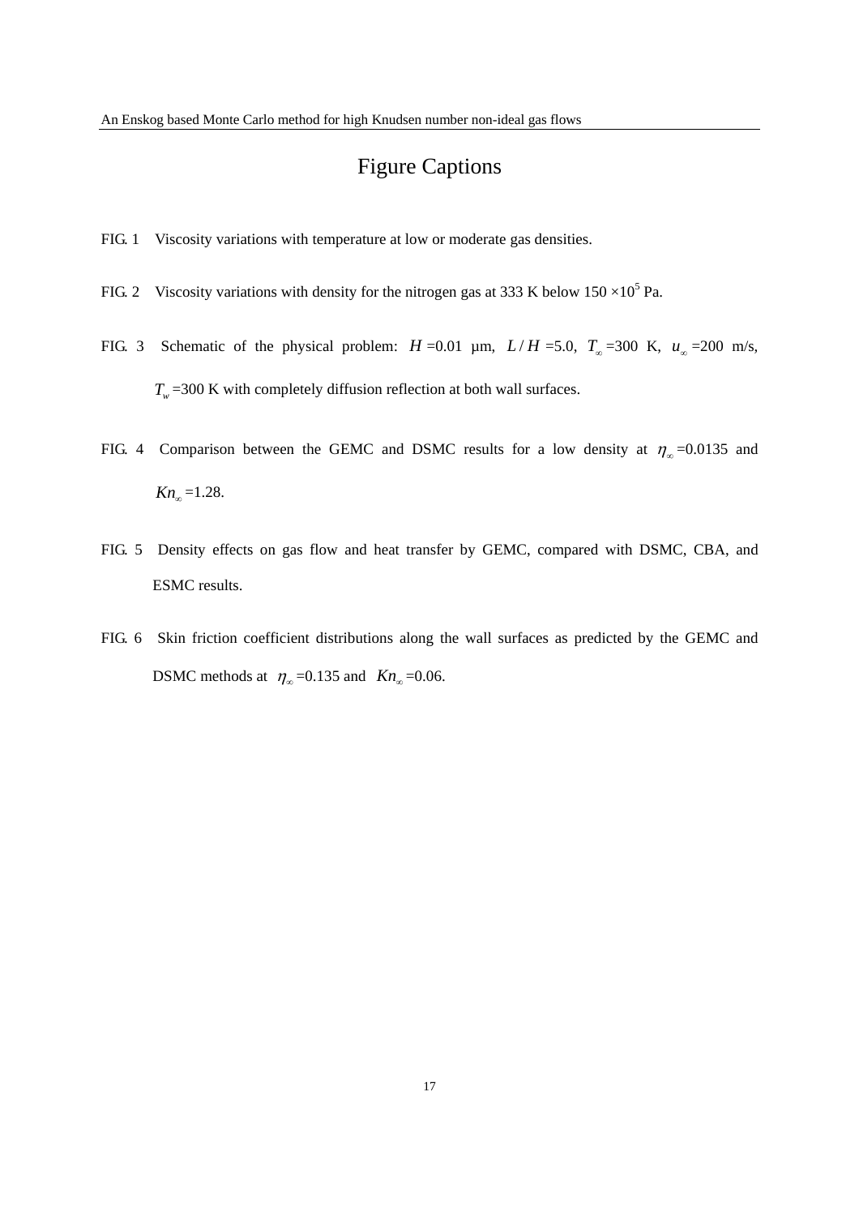# Figure Captions

FIG. 1 Viscosity variations with temperature at low or moderate gas densities.

FIG. 2 Viscosity variations with density for the nitrogen gas at 333 K below $150 \times 10^5$ Pa.

FIG. 3 Schematic of the physical problem: $H$ =0.01 μm, $L/H$ =5.0, $T_\infty$ =300 K, $u_\infty$ =200 m/s, $T_w$ =300 K with completely diffusion reflection at both wall surfaces.

FIG. 4 Comparison between the GEMC and DSMC results for a low density at $\eta_\infty$ =0.0135 and $Kn_\infty$ =1.28.

FIG. 5 Density effects on gas flow and heat transfer by GEMC, compared with DSMC, CBA, and ESMC results.

FIG. 6 Skin friction coefficient distributions along the wall surfaces as predicted by the GEMC and DSMC methods at $\eta_\infty$ =0.135 and $Kn_\infty$ =0.06.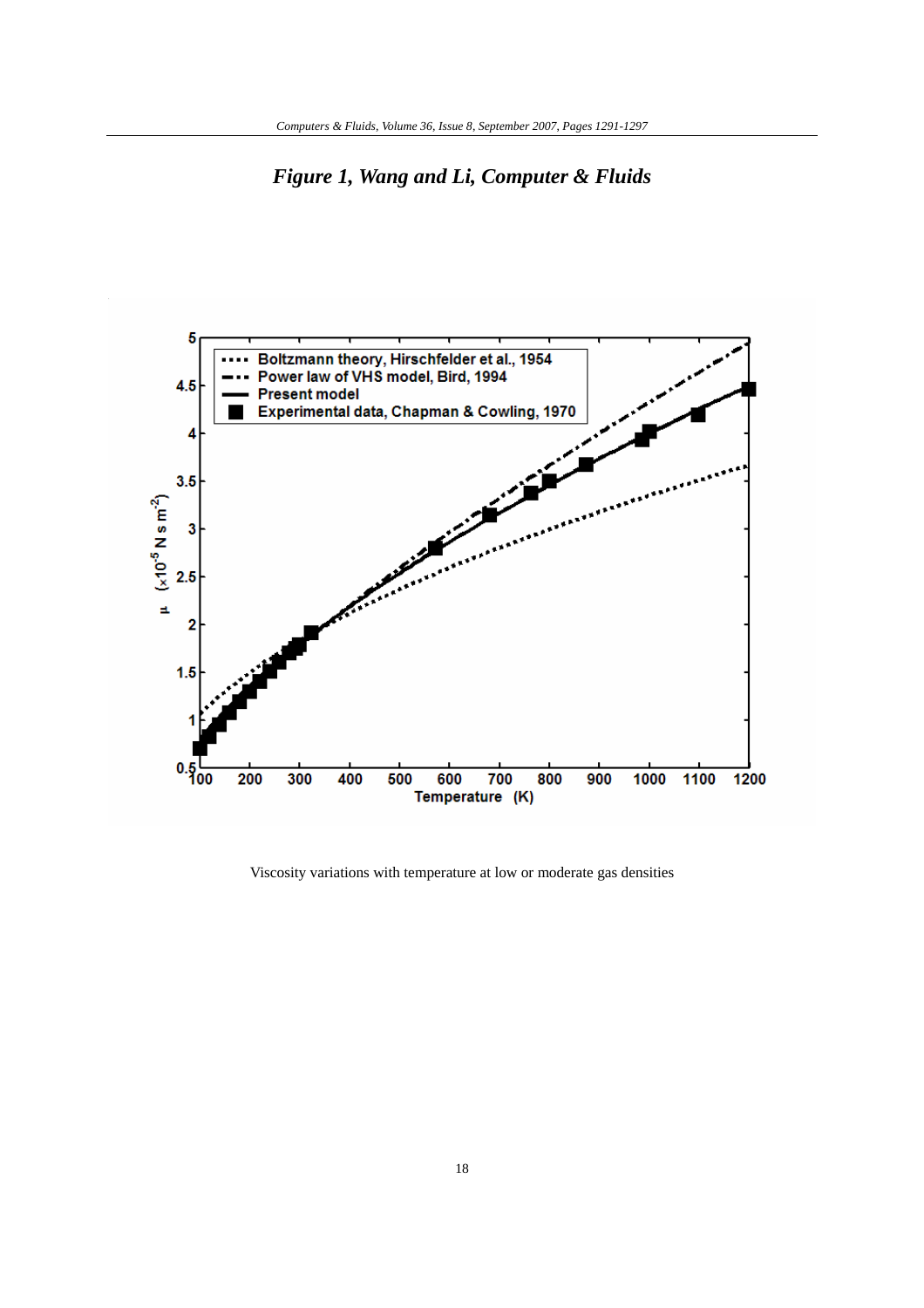# *Figure 1, Wang and Li, Computer & Fluids*

Viscosity variations with temperature at low or moderate gas densities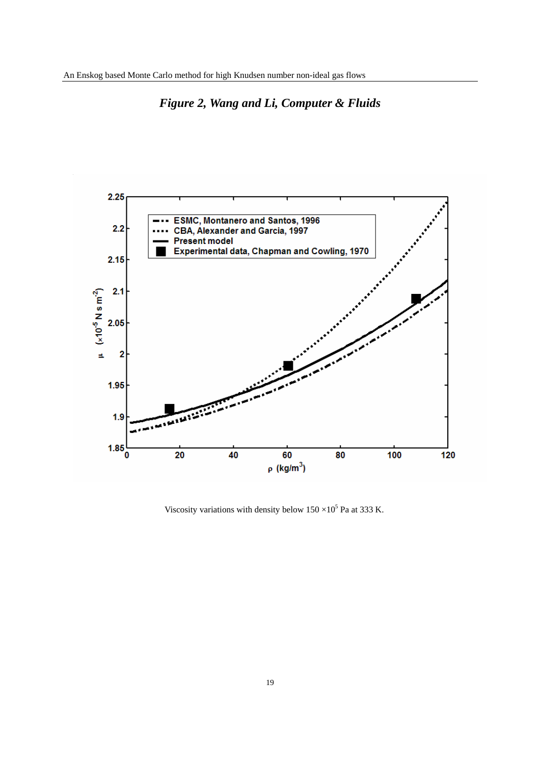***Figure 2, Wang and Li, Computer & Fluids***

Viscosity variations with density below $150 \times 10^5$ Pa at 333 K.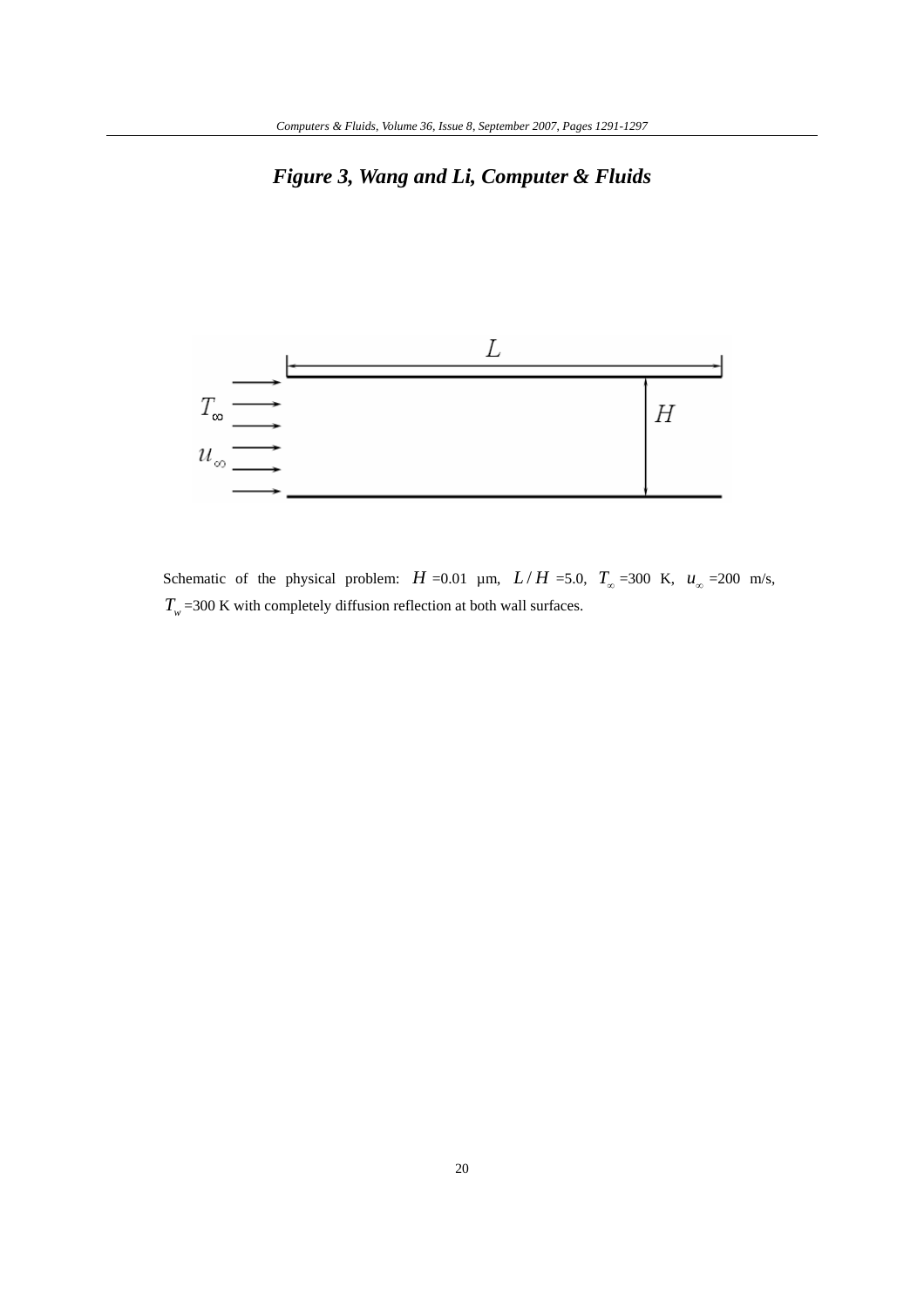# *Figure 3, Wang and Li, Computer & Fluids*

Schematic of the physical problem: $H$ =0.01 μm, $L/H$ =5.0, $T_\infty$ =300 K, $u_\infty$ =200 m/s, $T_w$ =300 K with completely diffusion reflection at both wall surfaces.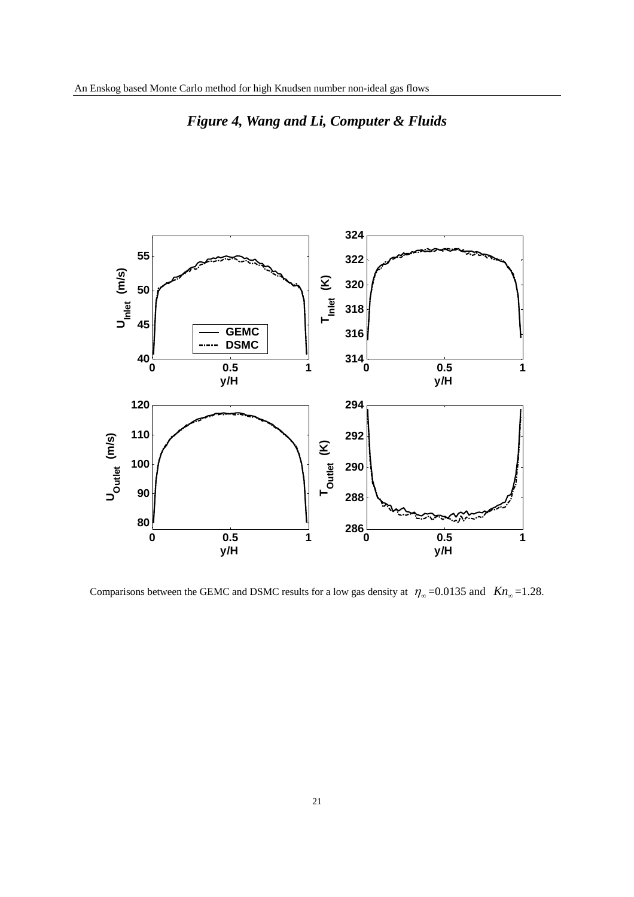*Figure 4, Wang and Li, Computer & Fluids*

Comparisons between the GEMC and DSMC results for a low gas density at $\eta_\infty$ =0.0135 and $Kn_\infty$ =1.28.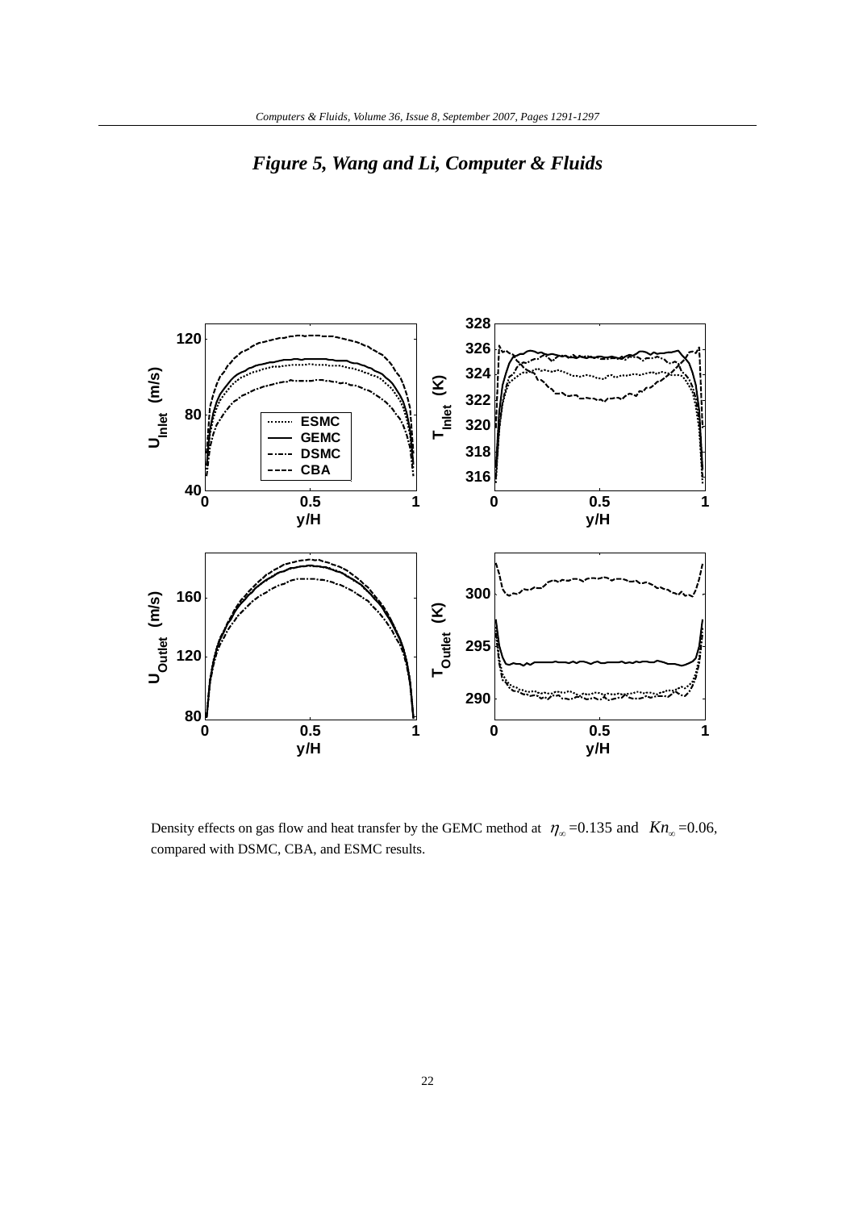# *Figure 5, Wang and Li, Computer & Fluids*

Density effects on gas flow and heat transfer by the GEMC method at $\eta_\infty$ =0.135 and $Kn_\infty$ =0.06, compared with DSMC, CBA, and ESMC results.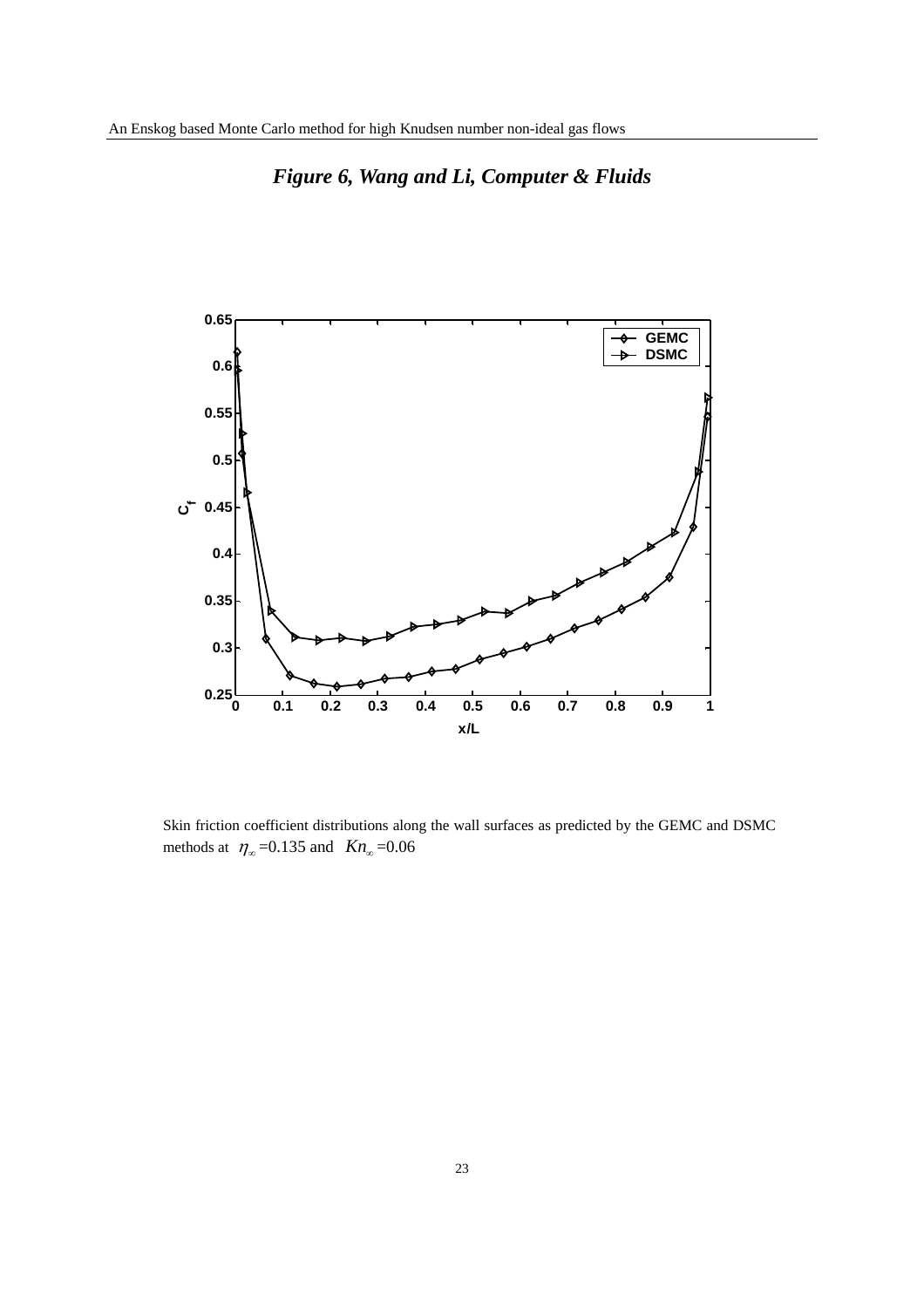***Figure 6, Wang and Li, Computer & Fluids***

0.65
0.6
0.55
0.5
0.45
0.4
0.35
0.3
0.25

$C_f$

0
0.1
0.2
0.3
0.4
0.5
0.6
0.7
0.8
0.9
1

x/L

GEMC
DSMC

Skin friction coefficient distributions along the wall surfaces as predicted by the GEMC and DSMC methods at $\eta_\infty$ =0.135 and $Kn_\infty$ =0.06